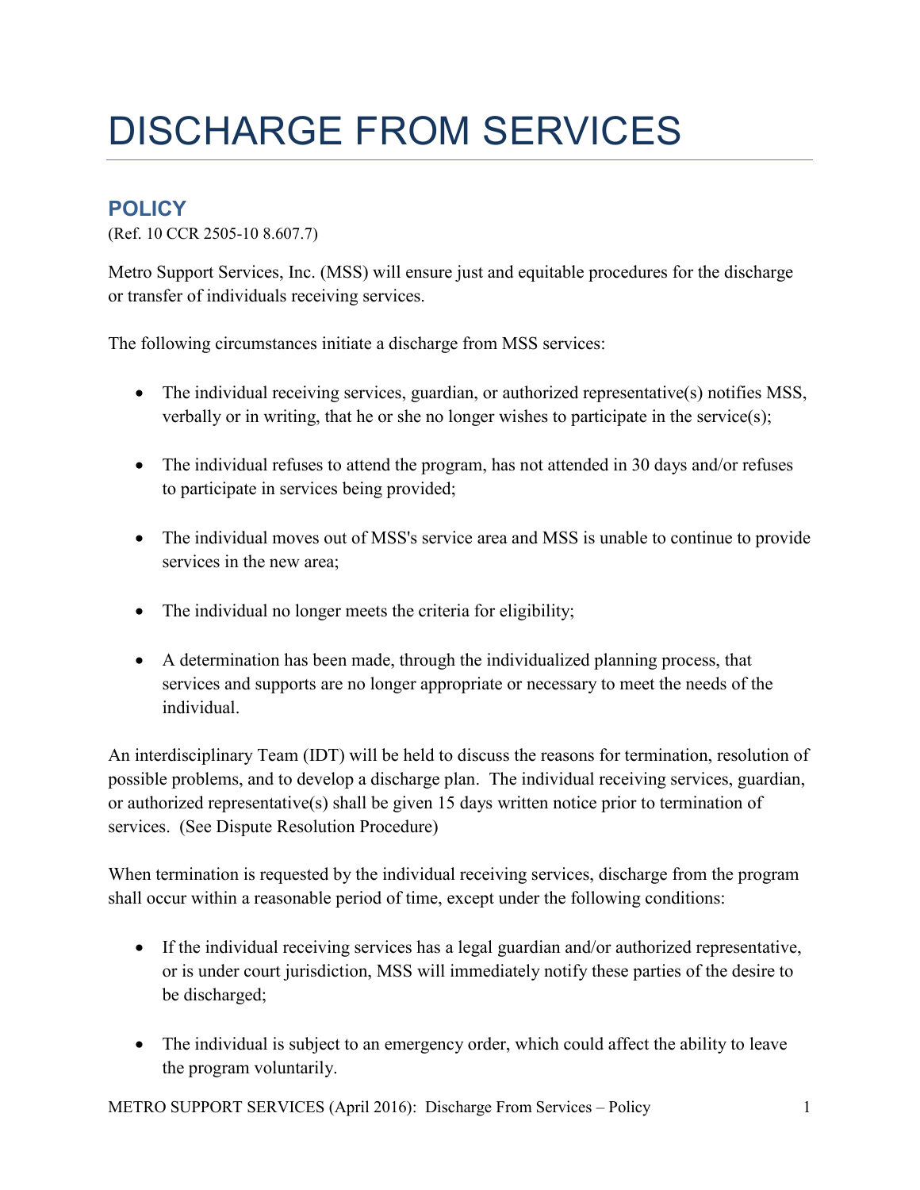# DISCHARGE FROM SERVICES

## POLICY

(Ref. 10 CCR 2505-10 8.607.7)

Metro Support Services, Inc. (MSS) will ensure just and equitable procedures for the discharge or transfer of individuals receiving services.

The following circumstances initiate a discharge from MSS services:

- The individual receiving services, guardian, or authorized representative(s) notifies MSS, verbally or in writing, that he or she no longer wishes to participate in the service(s);
- The individual refuses to attend the program, has not attended in 30 days and/or refuses to participate in services being provided;
- The individual moves out of MSS's service area and MSS is unable to continue to provide services in the new area;
- The individual no longer meets the criteria for eligibility;
- A determination has been made, through the individualized planning process, that services and supports are no longer appropriate or necessary to meet the needs of the individual.

An interdisciplinary Team (IDT) will be held to discuss the reasons for termination, resolution of possible problems, and to develop a discharge plan. The individual receiving services, guardian, or authorized representative(s) shall be given 15 days written notice prior to termination of services. (See Dispute Resolution Procedure)

When termination is requested by the individual receiving services, discharge from the program shall occur within a reasonable period of time, except under the following conditions:

- If the individual receiving services has a legal guardian and/or authorized representative, or is under court jurisdiction, MSS will immediately notify these parties of the desire to be discharged;
- The individual is subject to an emergency order, which could affect the ability to leave the program voluntarily.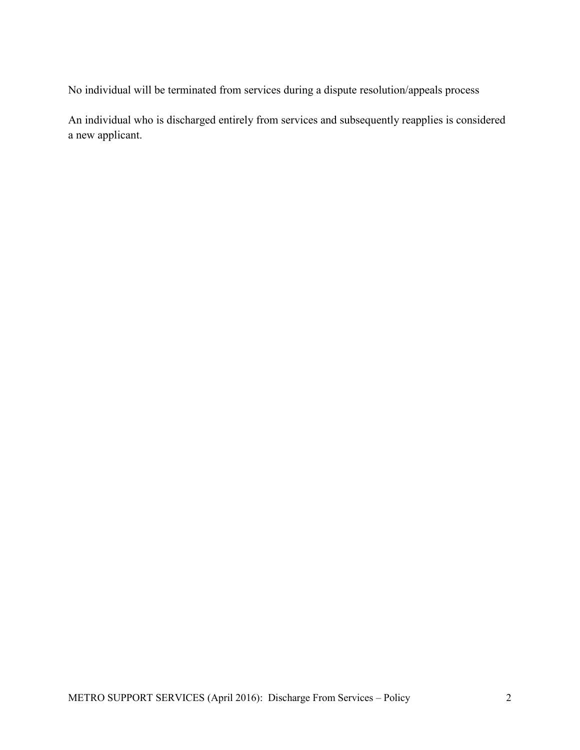No individual will be terminated from services during a dispute resolution/appeals process

An individual who is discharged entirely from services and subsequently reapplies is considered a new applicant.